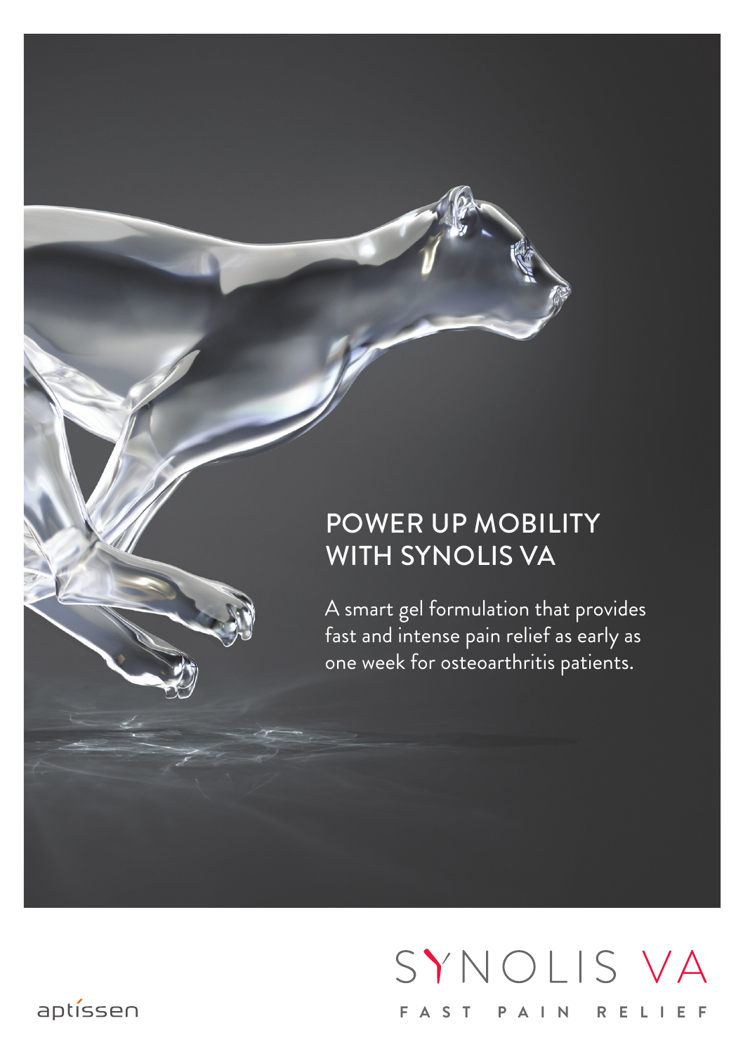# POWER UP MOBILITY WITH SYNOLIS VA

A smart gel formulation that provides fast and intense pain relief as early as one week for osteoarthritis patients.

SYNOLIS VA

FAST PAIN RELIEF

aptissen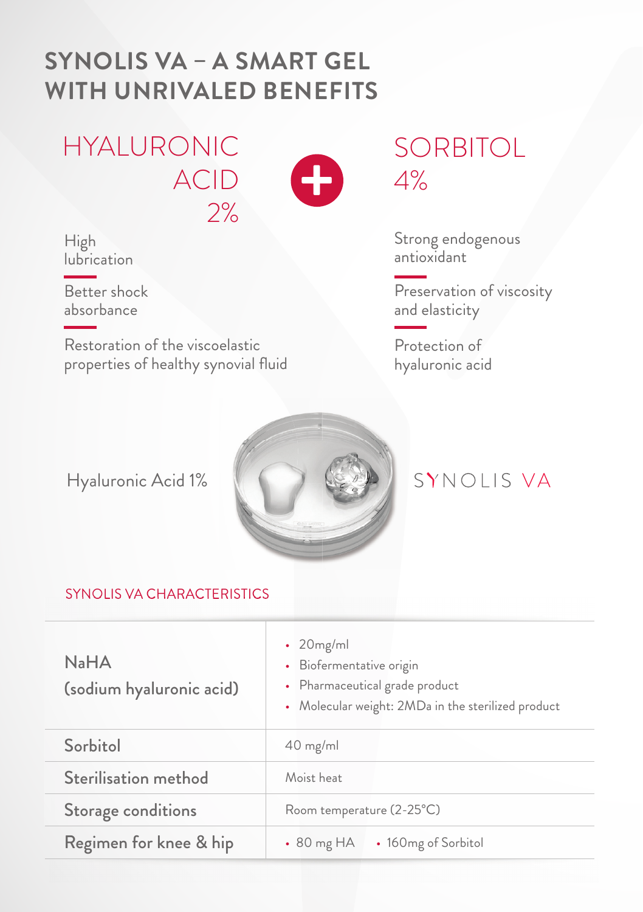# SYNOLIS VA – A SMART GEL WITH UNRIVALED BENEFITS

## HYALURONIC ACID 2%

- High lubrication
- Better shock absorbance
- Restoration of the viscoelastic properties of healthy synovial fluid

## SORBITOL 4%

- Strong endogenous antioxidant
- Preservation of viscosity and elasticity
- Protection of hyaluronic acid

Hyaluronic Acid 1%

SYNOLIS VA

### SYNOLIS VA CHARACTERISTICS

| | |
|---|---|
| NaHA (sodium hyaluronic acid) | • 20mg/ml<br>• Biofermentative origin<br>• Pharmaceutical grade product<br>• Molecular weight: 2MDa in the sterilized product |
| Sorbitol | 40 mg/ml |
| Sterilisation method | Moist heat |
| Storage conditions | Room temperature (2-25°C) |
| Regimen for knee & hip | • 80 mg HA • 160mg of Sorbitol |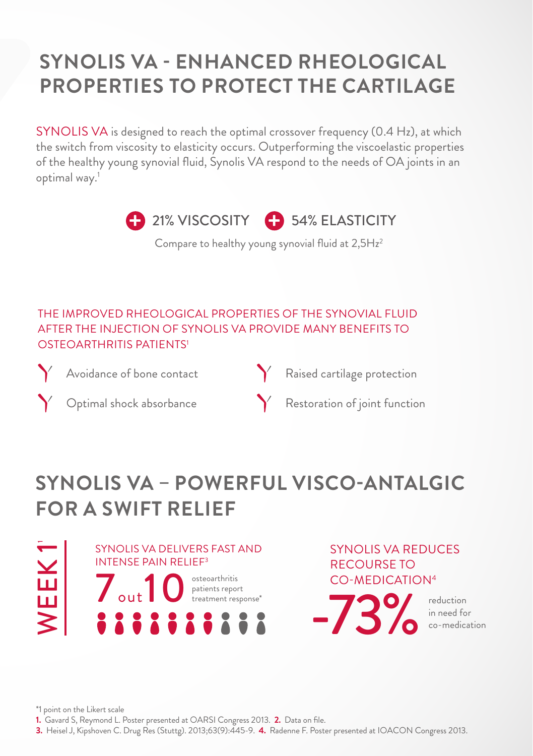# SYNOLIS VA - ENHANCED RHEOLOGICAL PROPERTIES TO PROTECT THE CARTILAGE

SYNOLIS VA is designed to reach the optimal crossover frequency (0.4 Hz), at which the switch from viscosity to elasticity occurs. Outperforming the viscoelastic properties of the healthy young synovial fluid, Synolis VA respond to the needs of OA joints in an optimal way.[1]

**+ 21% VISCOSITY** **+ 54% ELASTICITY**

Compare to healthy young synovial fluid at 2,5Hz[2]

THE IMPROVED RHEOLOGICAL PROPERTIES OF THE SYNOVIAL FLUID AFTER THE INJECTION OF SYNOLIS VA PROVIDE MANY BENEFITS TO OSTEOARTHRITIS PATIENTS[1]

- Avoidance of bone contact
- Optimal shock absorbance
- Raised cartilage protection
- Restoration of joint function

# SYNOLIS VA – POWERFUL VISCO-ANTALGIC FOR A SWIFT RELIEF

WEEK 1[1]

SYNOLIS VA DELIVERS FAST AND INTENSE PAIN RELIEF[3]

**7 out 10** osteoarthritis patients report treatment response*

SYNOLIS VA REDUCES RECOURSE TO CO-MEDICATION[4]

**-73%** reduction in need for co-medication

*1 point on the Likert scale

1. Gavard S, Reymond L. Poster presented at OARSI Congress 2013. 2. Data on file.
3. Heisel J, Kipshoven C. Drug Res (Stuttg). 2013;63(9):445-9. 4. Radenne F. Poster presented at IOACON Congress 2013.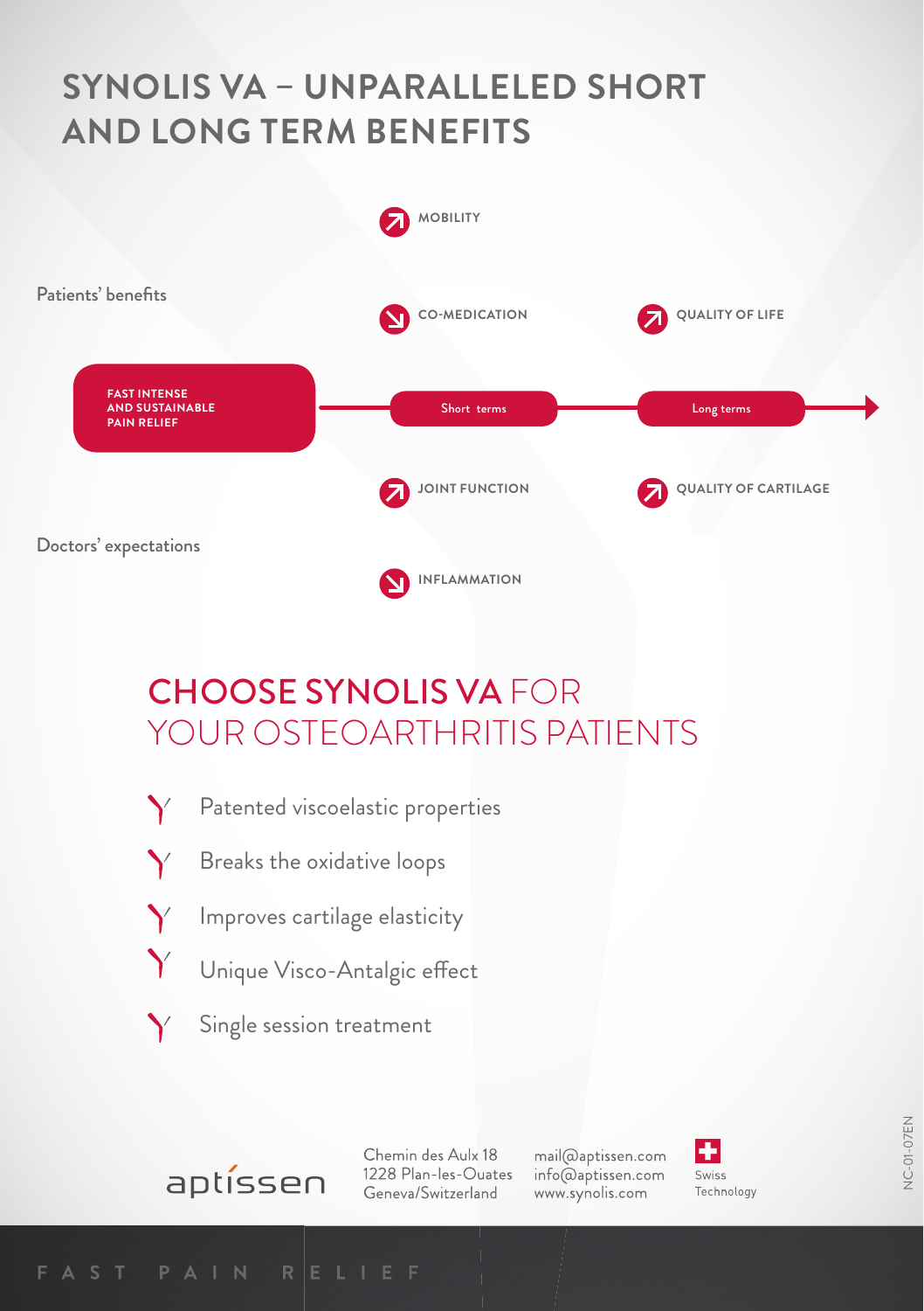# SYNOLIS VA – UNPARALLELED SHORT AND LONG TERM BENEFITS

Patients' benefits

MOBILITY

CO-MEDICATION

QUALITY OF LIFE

FAST INTENSE AND SUSTAINABLE PAIN RELIEF

Short terms

Long terms

JOINT FUNCTION

QUALITY OF CARTILAGE

Doctors' expectations

INFLAMMATION

## CHOOSE SYNOLIS VA FOR YOUR OSTEOARTHRITIS PATIENTS

- Patented viscoelastic properties
- Breaks the oxidative loops
- Improves cartilage elasticity
- Unique Visco-Antalgic effect
- Single session treatment

aptissen

Chemin des Aulx 18
1228 Plan-les-Ouates
Geneva/Switzerland

mail@aptissen.com
info@aptissen.com
www.synolis.com

Swiss Technology

NC-01-07EN

FAST PAIN RELIEF